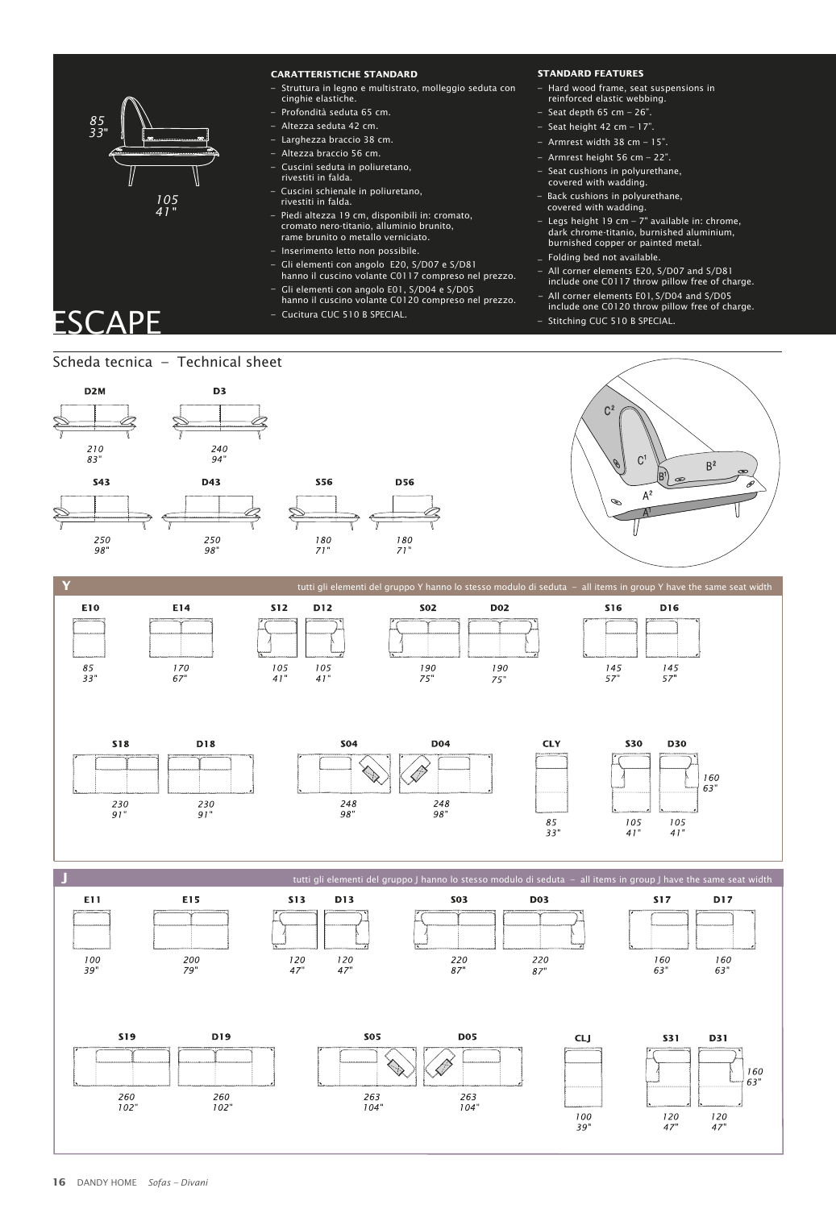# ESCAPE

85
33"

105
41"

### CARATTERISTICHE STANDARD

- Struttura in legno e multistrato, molleggio seduta con cinghie elastiche.
- Profondità seduta 65 cm.
- Altezza seduta 42 cm.
- Larghezza braccio 38 cm.
- Altezza braccio 56 cm.
- Cuscini seduta in poliuretano, rivestiti in falda.
- Cuscini schienale in poliuretano, rivestiti in falda.
- Piedi altezza 19 cm, disponibili in: cromato, cromato nero-titanio, alluminio brunito, rame brunito o metallo verniciato.
- Inserimento letto non possibile.
- Gli elementi con angolo E20, S/D07 e S/D81 hanno il cuscino volante C0117 compreso nel prezzo.
- Gli elementi con angolo E01, S/D04 e S/D05 hanno il cuscino volante C0120 compreso nel prezzo.
- Cucitura CUC 510 B SPECIAL.

### STANDARD FEATURES

- Hard wood frame, seat suspensions in reinforced elastic webbing.
- Seat depth 65 cm – 26".
- Seat height 42 cm – 17".
- Armrest width 38 cm – 15".
- Armrest height 56 cm – 22".
- Seat cushions in polyurethane, covered with wadding.
- Back cushions in polyurethane, covered with wadding.
- Legs height 19 cm – 7" available in: chrome, dark chrome-titanio, burnished aluminium, burnished copper or painted metal.
- Folding bed not available.
- All corner elements E20, S/D07 and S/D81 include one C0117 throw pillow free of charge.
- All corner elements E01, S/D04 and S/D05 include one C0120 throw pillow free of charge.
- Stitching CUC 510 B SPECIAL.

## Scheda tecnica – Technical sheet

| D2M | D3 |
|---|---|
| 210 / 83" | 240 / 94" |

| S43 | D43 | S56 | D56 |
|---|---|---|---|
| 250 / 98" | 250 / 98" | 180 / 71" | 180 / 71" |

C², C¹, B¹, B², A², A¹

### Y

tutti gli elementi del gruppo Y hanno lo stesso modulo di seduta – all items in group Y have the same seat width

| E10 | E14 | S12 | D12 | S02 | D02 | S16 | D16 |
|---|---|---|---|---|---|---|---|
| 85 / 33" | 170 / 67" | 105 / 41" | 105 / 41" | 190 / 75" | 190 / 75" | 145 / 57" | 145 / 57" |

| S18 | D18 | S04 | D04 | CLY | S30 | D30 |
|---|---|---|---|---|---|---|
| 230 / 91" | 230 / 91" | 248 / 98" | 248 / 98" | 85 / 33" | 105 / 41" | 105 / 41" |

160 / 63"

### J

tutti gli elementi del gruppo J hanno lo stesso modulo di seduta – all items in group J have the same seat width

| E11 | E15 | S13 | D13 | S03 | D03 | S17 | D17 |
|---|---|---|---|---|---|---|---|
| 100 / 39" | 200 / 79" | 120 / 47" | 120 / 47" | 220 / 87" | 220 / 87" | 160 / 63" | 160 / 63" |

| S19 | D19 | S05 | D05 | CLJ | S31 | D31 |
|---|---|---|---|---|---|---|
| 260 / 102" | 260 / 102" | 263 / 104" | 263 / 104" | 100 / 39" | 120 / 47" | 120 / 47" |

160 / 63"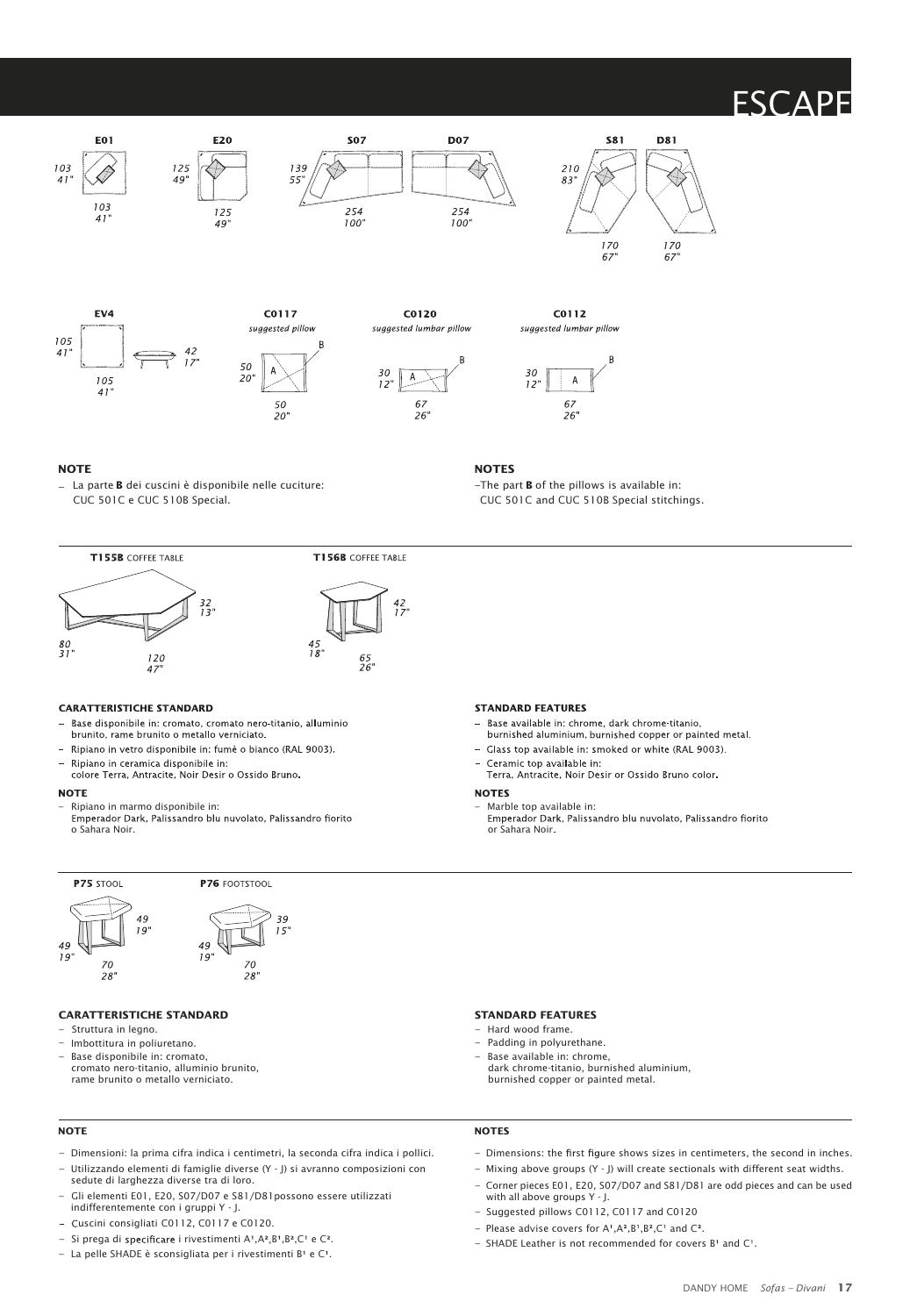# ESCAPE

**E01**

103
41"

103
41"

**E20**

125
49"

125
49"

**S07**

139
55"

254
100"

**D07**

254
100"

**S81**

210
83"

170
67"

**D81**

170
67"

**EV4**

105
41"

105
41"

42
17"

**C0117**

*suggested pillow*

50
20"

50
20"

**C0120**

*suggested lumbar pillow*

30
12"

67
26"

**C0112**

*suggested lumbar pillow*

30
12"

67
26"

### NOTE

- La parte **B** dei cuscini è disponibile nelle cuciture: CUC 501C e CUC 510B Special.

### NOTES

- The part **B** of the pillows is available in: CUC 501C and CUC 510B Special stitchings.

**T155B** COFFEE TABLE

32
13"

80
31"

120
47"

**T156B** COFFEE TABLE

42
17"

45
18"

65
26"

### CARATTERISTICHE STANDARD

- Base disponibile in: cromato, cromato nero-titanio, alluminio brunito, rame brunito o metallo verniciato.
- Ripiano in vetro disponibile in: fumè o bianco (RAL 9003).
- Ripiano in ceramica disponibile in: colore Terra, Antracite, Noir Desir o Ossido Bruno.

### NOTE

- Ripiano in marmo disponibile in: Emperador Dark, Palissandro blu nuvolato, Palissandro fiorito o Sahara Noir.

### STANDARD FEATURES

- Base available in: chrome, dark chrome-titanio, burnished aluminium, burnished copper or painted metal.
- Glass top available in: smoked or white (RAL 9003).
- Ceramic top available in: Terra, Antracite, Noir Desir or Ossido Bruno color.

### NOTES

- Marble top available in: Emperador Dark, Palissandro blu nuvolato, Palissandro fiorito or Sahara Noir.

**P75** STOOL

49
19"

49
19"

70
28"

**P76** FOOTSTOOL

39
15"

49
19"

70
28"

### CARATTERISTICHE STANDARD

- Struttura in legno.
- Imbottitura in poliuretano.
- Base disponibile in: cromato, cromato nero-titanio, alluminio brunito, rame brunito o metallo verniciato.

### STANDARD FEATURES

- Hard wood frame.
- Padding in polyurethane.
- Base available in: chrome, dark chrome-titanio, burnished aluminium, burnished copper or painted metal.

### NOTE

- Dimensioni: la prima cifra indica i centimetri, la seconda cifra indica i pollici.
- Utilizzando elementi di famiglie diverse (Y - J) si avranno composizioni con sedute di larghezza diverse tra di loro.
- Gli elementi E01, E20, S07/D07 e S81/D81possono essere utilizzati indifferentemente con i gruppi Y - J.
- Cuscini consigliati C0112, C0117 e C0120.
- Si prega di specificare i rivestimenti $A^1$,$A^2$,$B^1$,$B^2$,$C^1$ e $C^2$.
- La pelle SHADE è sconsigliata per i rivestimenti $B^1$ e $C^1$.

### NOTES

- Dimensions: the first figure shows sizes in centimeters, the second in inches.
- Mixing above groups (Y - J) will create sectionals with different seat widths.
- Corner pieces E01, E20, S07/D07 and S81/D81 are odd pieces and can be used with all above groups Y - J.
- Suggested pillows C0112, C0117 and C0120
- Please advise covers for $A^1$,$A^2$,$B^1$,$B^2$,$C^1$ and $C^2$.
- SHADE Leather is not recommended for covers $B^1$ and $C^1$.